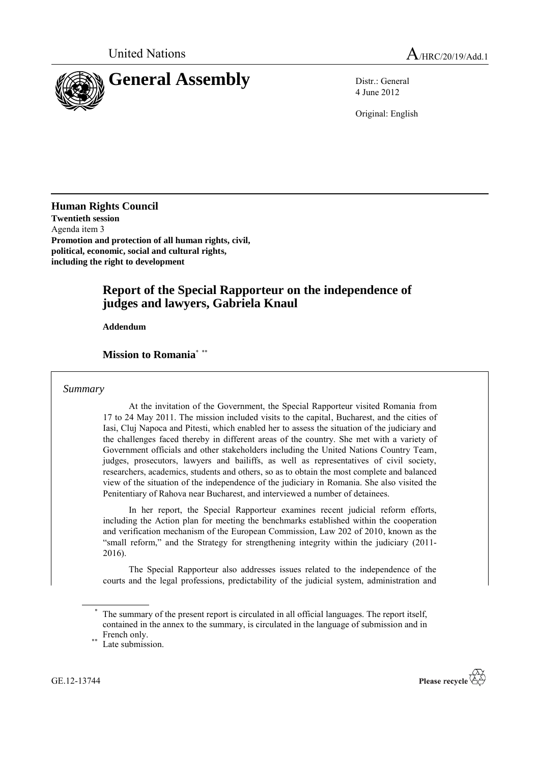United Nations A/HRC/20/19/Add.1

# General Assembly

Distr.: General
4 June 2012

Original: English

**Human Rights Council**
**Twentieth session**
Agenda item 3
**Promotion and protection of all human rights, civil, political, economic, social and cultural rights, including the right to development**

## Report of the Special Rapporteur on the independence of judges and lawyers, Gabriela Knaul

**Addendum**

### Mission to Romania[*] [**]

*Summary*

At the invitation of the Government, the Special Rapporteur visited Romania from 17 to 24 May 2011. The mission included visits to the capital, Bucharest, and the cities of Iasi, Cluj Napoca and Pitesti, which enabled her to assess the situation of the judiciary and the challenges faced thereby in different areas of the country. She met with a variety of Government officials and other stakeholders including the United Nations Country Team, judges, prosecutors, lawyers and bailiffs, as well as representatives of civil society, researchers, academics, students and others, so as to obtain the most complete and balanced view of the situation of the independence of the judiciary in Romania. She also visited the Penitentiary of Rahova near Bucharest, and interviewed a number of detainees.

In her report, the Special Rapporteur examines recent judicial reform efforts, including the Action plan for meeting the benchmarks established within the cooperation and verification mechanism of the European Commission, Law 202 of 2010, known as the "small reform," and the Strategy for strengthening integrity within the judiciary (2011-2016).

The Special Rapporteur also addresses issues related to the independence of the courts and the legal professions, predictability of the judicial system, administration and

[*] The summary of the present report is circulated in all official languages. The report itself, contained in the annex to the summary, is circulated in the language of submission and in French only.

[**] Late submission.

GE.12-13744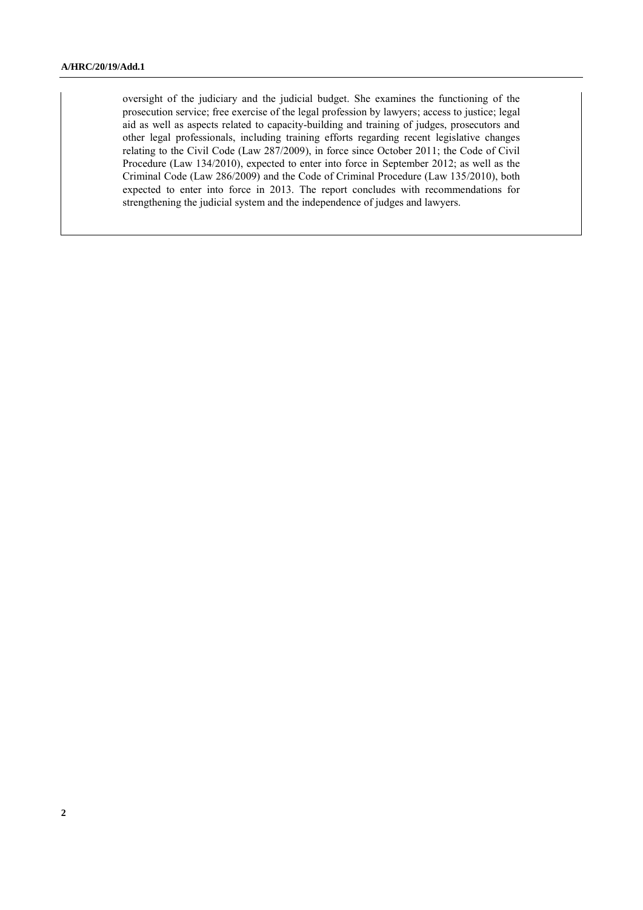oversight of the judiciary and the judicial budget. She examines the functioning of the prosecution service; free exercise of the legal profession by lawyers; access to justice; legal aid as well as aspects related to capacity-building and training of judges, prosecutors and other legal professionals, including training efforts regarding recent legislative changes relating to the Civil Code (Law 287/2009), in force since October 2011; the Code of Civil Procedure (Law 134/2010), expected to enter into force in September 2012; as well as the Criminal Code (Law 286/2009) and the Code of Criminal Procedure (Law 135/2010), both expected to enter into force in 2013. The report concludes with recommendations for strengthening the judicial system and the independence of judges and lawyers.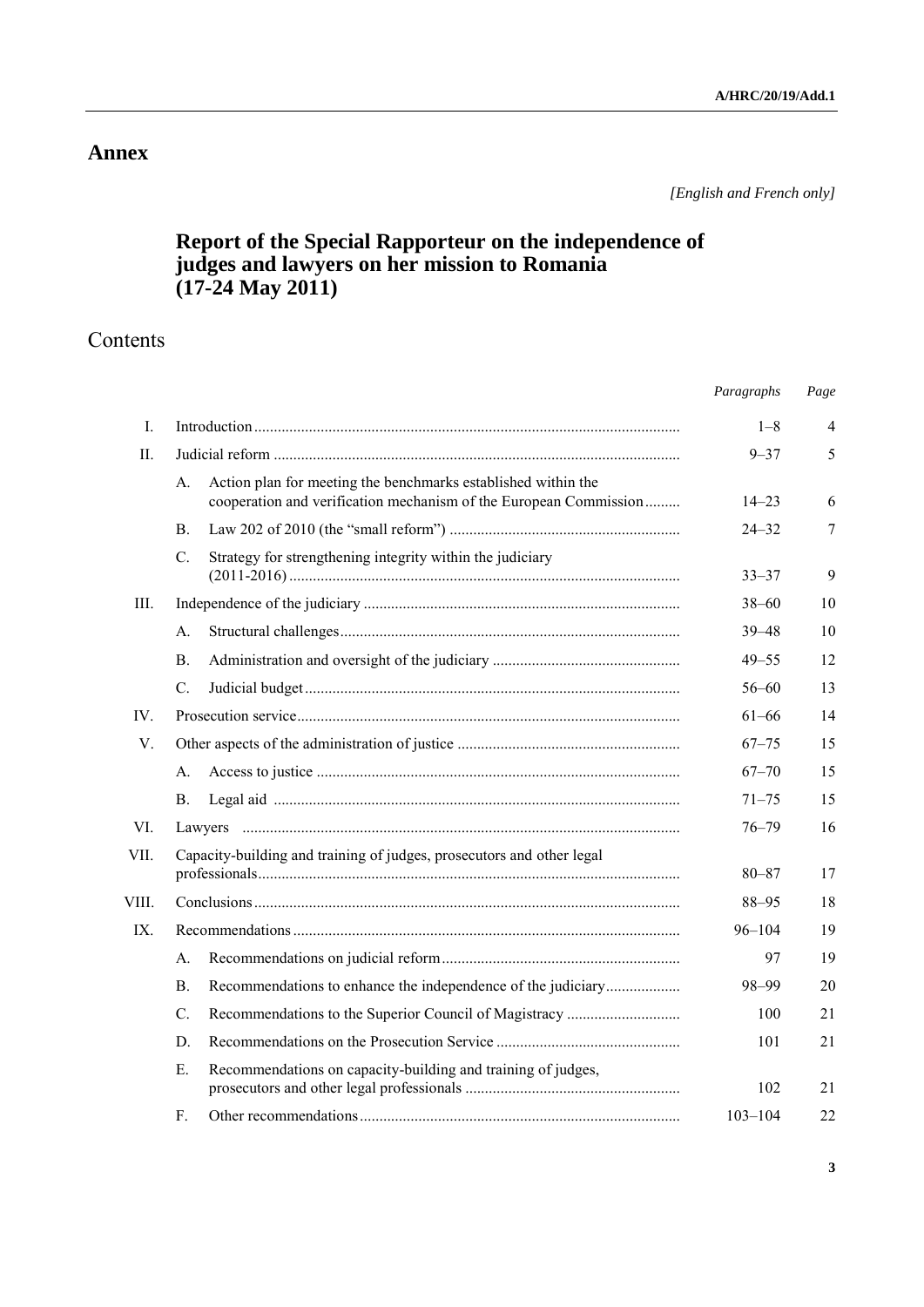# Annex

*[English and French only]*

## Report of the Special Rapporteur on the independence of judges and lawyers on her mission to Romania (17-24 May 2011)

## Contents

| | | *Paragraphs* | *Page* |
|---|---|---|---|
| I. | Introduction | 1–8 | 4 |
| II. | Judicial reform | 9–37 | 5 |
| | A. Action plan for meeting the benchmarks established within the cooperation and verification mechanism of the European Commission | 14–23 | 6 |
| | B. Law 202 of 2010 (the "small reform") | 24–32 | 7 |
| | C. Strategy for strengthening integrity within the judiciary (2011-2016) | 33–37 | 9 |
| III. | Independence of the judiciary | 38–60 | 10 |
| | A. Structural challenges | 39–48 | 10 |
| | B. Administration and oversight of the judiciary | 49–55 | 12 |
| | C. Judicial budget | 56–60 | 13 |
| IV. | Prosecution service | 61–66 | 14 |
| V. | Other aspects of the administration of justice | 67–75 | 15 |
| | A. Access to justice | 67–70 | 15 |
| | B. Legal aid | 71–75 | 15 |
| VI. | Lawyers | 76–79 | 16 |
| VII. | Capacity-building and training of judges, prosecutors and other legal professionals | 80–87 | 17 |
| VIII. | Conclusions | 88–95 | 18 |
| IX. | Recommendations | 96–104 | 19 |
| | A. Recommendations on judicial reform | 97 | 19 |
| | B. Recommendations to enhance the independence of the judiciary | 98–99 | 20 |
| | C. Recommendations to the Superior Council of Magistracy | 100 | 21 |
| | D. Recommendations on the Prosecution Service | 101 | 21 |
| | E. Recommendations on capacity-building and training of judges, prosecutors and other legal professionals | 102 | 21 |
| | F. Other recommendations | 103–104 | 22 |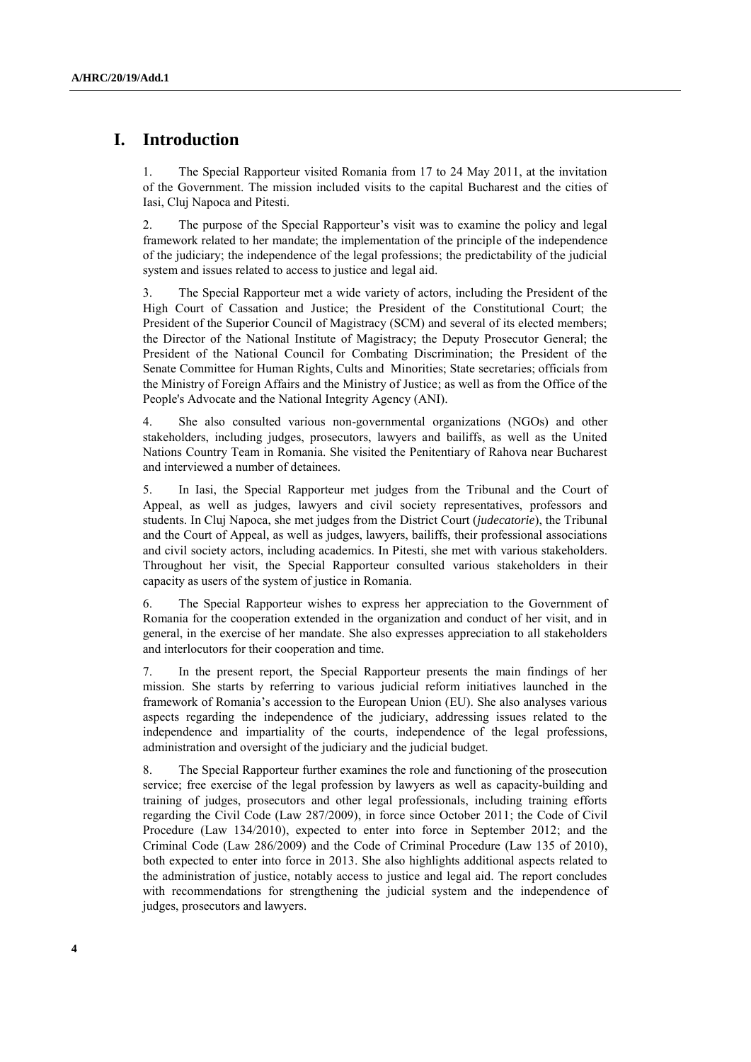# I. Introduction

1. The Special Rapporteur visited Romania from 17 to 24 May 2011, at the invitation of the Government. The mission included visits to the capital Bucharest and the cities of Iasi, Cluj Napoca and Pitesti.

2. The purpose of the Special Rapporteur's visit was to examine the policy and legal framework related to her mandate; the implementation of the principle of the independence of the judiciary; the independence of the legal professions; the predictability of the judicial system and issues related to access to justice and legal aid.

3. The Special Rapporteur met a wide variety of actors, including the President of the High Court of Cassation and Justice; the President of the Constitutional Court; the President of the Superior Council of Magistracy (SCM) and several of its elected members; the Director of the National Institute of Magistracy; the Deputy Prosecutor General; the President of the National Council for Combating Discrimination; the President of the Senate Committee for Human Rights, Cults and Minorities; State secretaries; officials from the Ministry of Foreign Affairs and the Ministry of Justice; as well as from the Office of the People's Advocate and the National Integrity Agency (ANI).

4. She also consulted various non-governmental organizations (NGOs) and other stakeholders, including judges, prosecutors, lawyers and bailiffs, as well as the United Nations Country Team in Romania. She visited the Penitentiary of Rahova near Bucharest and interviewed a number of detainees.

5. In Iasi, the Special Rapporteur met judges from the Tribunal and the Court of Appeal, as well as judges, lawyers and civil society representatives, professors and students. In Cluj Napoca, she met judges from the District Court (*judecatorie*), the Tribunal and the Court of Appeal, as well as judges, lawyers, bailiffs, their professional associations and civil society actors, including academics. In Pitesti, she met with various stakeholders. Throughout her visit, the Special Rapporteur consulted various stakeholders in their capacity as users of the system of justice in Romania.

6. The Special Rapporteur wishes to express her appreciation to the Government of Romania for the cooperation extended in the organization and conduct of her visit, and in general, in the exercise of her mandate. She also expresses appreciation to all stakeholders and interlocutors for their cooperation and time.

7. In the present report, the Special Rapporteur presents the main findings of her mission. She starts by referring to various judicial reform initiatives launched in the framework of Romania's accession to the European Union (EU). She also analyses various aspects regarding the independence of the judiciary, addressing issues related to the independence and impartiality of the courts, independence of the legal professions, administration and oversight of the judiciary and the judicial budget.

8. The Special Rapporteur further examines the role and functioning of the prosecution service; free exercise of the legal profession by lawyers as well as capacity-building and training of judges, prosecutors and other legal professionals, including training efforts regarding the Civil Code (Law 287/2009), in force since October 2011; the Code of Civil Procedure (Law 134/2010), expected to enter into force in September 2012; and the Criminal Code (Law 286/2009) and the Code of Criminal Procedure (Law 135 of 2010), both expected to enter into force in 2013. She also highlights additional aspects related to the administration of justice, notably access to justice and legal aid. The report concludes with recommendations for strengthening the judicial system and the independence of judges, prosecutors and lawyers.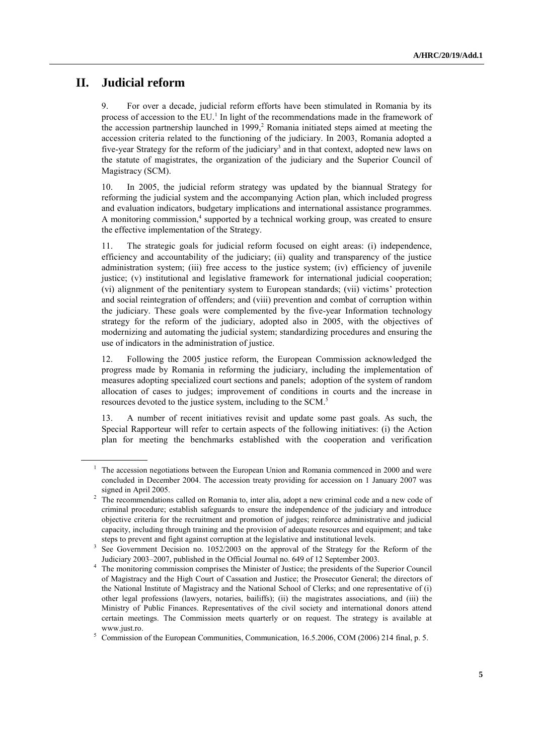# II. Judicial reform

9. For over a decade, judicial reform efforts have been stimulated in Romania by its process of accession to the EU.[1] In light of the recommendations made in the framework of the accession partnership launched in 1999,[2] Romania initiated steps aimed at meeting the accession criteria related to the functioning of the judiciary. In 2003, Romania adopted a five-year Strategy for the reform of the judiciary[3] and in that context, adopted new laws on the statute of magistrates, the organization of the judiciary and the Superior Council of Magistracy (SCM).

10. In 2005, the judicial reform strategy was updated by the biannual Strategy for reforming the judicial system and the accompanying Action plan, which included progress and evaluation indicators, budgetary implications and international assistance programmes. A monitoring commission,[4] supported by a technical working group, was created to ensure the effective implementation of the Strategy.

11. The strategic goals for judicial reform focused on eight areas: (i) independence, efficiency and accountability of the judiciary; (ii) quality and transparency of the justice administration system; (iii) free access to the justice system; (iv) efficiency of juvenile justice; (v) institutional and legislative framework for international judicial cooperation; (vi) alignment of the penitentiary system to European standards; (vii) victims' protection and social reintegration of offenders; and (viii) prevention and combat of corruption within the judiciary. These goals were complemented by the five-year Information technology strategy for the reform of the judiciary, adopted also in 2005, with the objectives of modernizing and automating the judicial system; standardizing procedures and ensuring the use of indicators in the administration of justice.

12. Following the 2005 justice reform, the European Commission acknowledged the progress made by Romania in reforming the judiciary, including the implementation of measures adopting specialized court sections and panels; adoption of the system of random allocation of cases to judges; improvement of conditions in courts and the increase in resources devoted to the justice system, including to the SCM.[5]

13. A number of recent initiatives revisit and update some past goals. As such, the Special Rapporteur will refer to certain aspects of the following initiatives: (i) the Action plan for meeting the benchmarks established with the cooperation and verification

---

[1] The accession negotiations between the European Union and Romania commenced in 2000 and were concluded in December 2004. The accession treaty providing for accession on 1 January 2007 was signed in April 2005.

[2] The recommendations called on Romania to, inter alia, adopt a new criminal code and a new code of criminal procedure; establish safeguards to ensure the independence of the judiciary and introduce objective criteria for the recruitment and promotion of judges; reinforce administrative and judicial capacity, including through training and the provision of adequate resources and equipment; and take steps to prevent and fight against corruption at the legislative and institutional levels.

[3] See Government Decision no. 1052/2003 on the approval of the Strategy for the Reform of the Judiciary 2003–2007, published in the Official Journal no. 649 of 12 September 2003.

[4] The monitoring commission comprises the Minister of Justice; the presidents of the Superior Council of Magistracy and the High Court of Cassation and Justice; the Prosecutor General; the directors of the National Institute of Magistracy and the National School of Clerks; and one representative of (i) other legal professions (lawyers, notaries, bailiffs); (ii) the magistrates associations, and (iii) the Ministry of Public Finances. Representatives of the civil society and international donors attend certain meetings. The Commission meets quarterly or on request. The strategy is available at www.just.ro.

[5] Commission of the European Communities, Communication, 16.5.2006, COM (2006) 214 final, p. 5.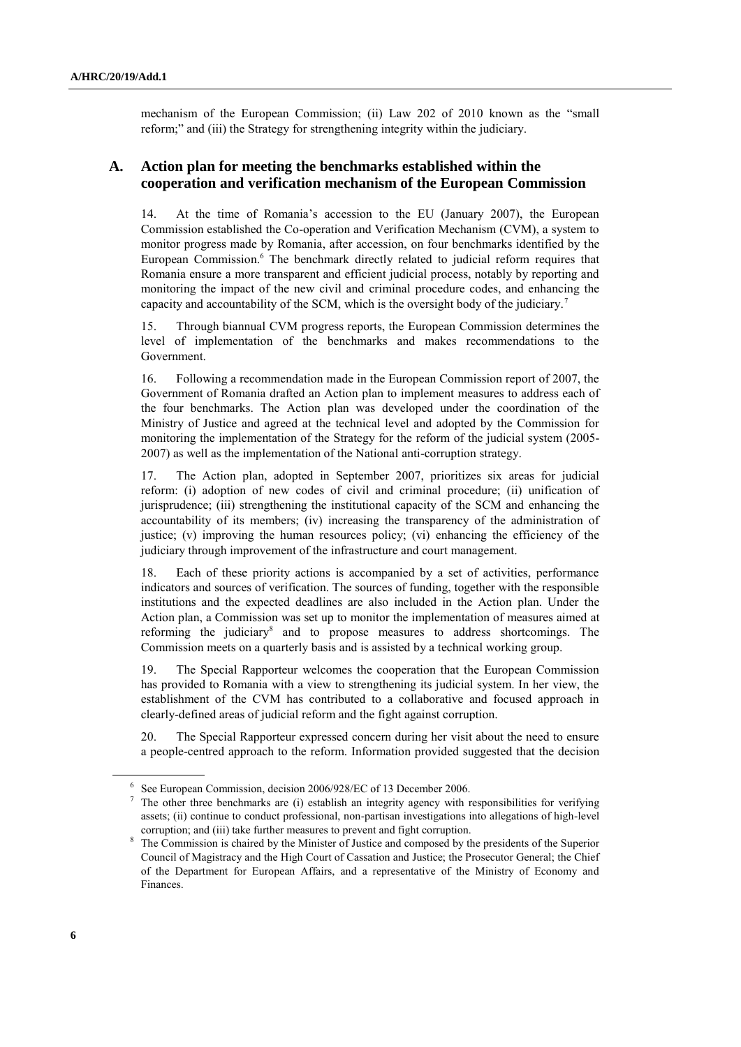mechanism of the European Commission; (ii) Law 202 of 2010 known as the "small reform;" and (iii) the Strategy for strengthening integrity within the judiciary.

## A. Action plan for meeting the benchmarks established within the cooperation and verification mechanism of the European Commission

14. At the time of Romania's accession to the EU (January 2007), the European Commission established the Co-operation and Verification Mechanism (CVM), a system to monitor progress made by Romania, after accession, on four benchmarks identified by the European Commission.[6] The benchmark directly related to judicial reform requires that Romania ensure a more transparent and efficient judicial process, notably by reporting and monitoring the impact of the new civil and criminal procedure codes, and enhancing the capacity and accountability of the SCM, which is the oversight body of the judiciary.[7]

15. Through biannual CVM progress reports, the European Commission determines the level of implementation of the benchmarks and makes recommendations to the Government.

16. Following a recommendation made in the European Commission report of 2007, the Government of Romania drafted an Action plan to implement measures to address each of the four benchmarks. The Action plan was developed under the coordination of the Ministry of Justice and agreed at the technical level and adopted by the Commission for monitoring the implementation of the Strategy for the reform of the judicial system (2005-2007) as well as the implementation of the National anti-corruption strategy.

17. The Action plan, adopted in September 2007, prioritizes six areas for judicial reform: (i) adoption of new codes of civil and criminal procedure; (ii) unification of jurisprudence; (iii) strengthening the institutional capacity of the SCM and enhancing the accountability of its members; (iv) increasing the transparency of the administration of justice; (v) improving the human resources policy; (vi) enhancing the efficiency of the judiciary through improvement of the infrastructure and court management.

18. Each of these priority actions is accompanied by a set of activities, performance indicators and sources of verification. The sources of funding, together with the responsible institutions and the expected deadlines are also included in the Action plan. Under the Action plan, a Commission was set up to monitor the implementation of measures aimed at reforming the judiciary[8] and to propose measures to address shortcomings. The Commission meets on a quarterly basis and is assisted by a technical working group.

19. The Special Rapporteur welcomes the cooperation that the European Commission has provided to Romania with a view to strengthening its judicial system. In her view, the establishment of the CVM has contributed to a collaborative and focused approach in clearly-defined areas of judicial reform and the fight against corruption.

20. The Special Rapporteur expressed concern during her visit about the need to ensure a people-centred approach to the reform. Information provided suggested that the decision

---

[6] See European Commission, decision 2006/928/EC of 13 December 2006.

[7] The other three benchmarks are (i) establish an integrity agency with responsibilities for verifying assets; (ii) continue to conduct professional, non-partisan investigations into allegations of high-level corruption; and (iii) take further measures to prevent and fight corruption.

[8] The Commission is chaired by the Minister of Justice and composed by the presidents of the Superior Council of Magistracy and the High Court of Cassation and Justice; the Prosecutor General; the Chief of the Department for European Affairs, and a representative of the Ministry of Economy and Finances.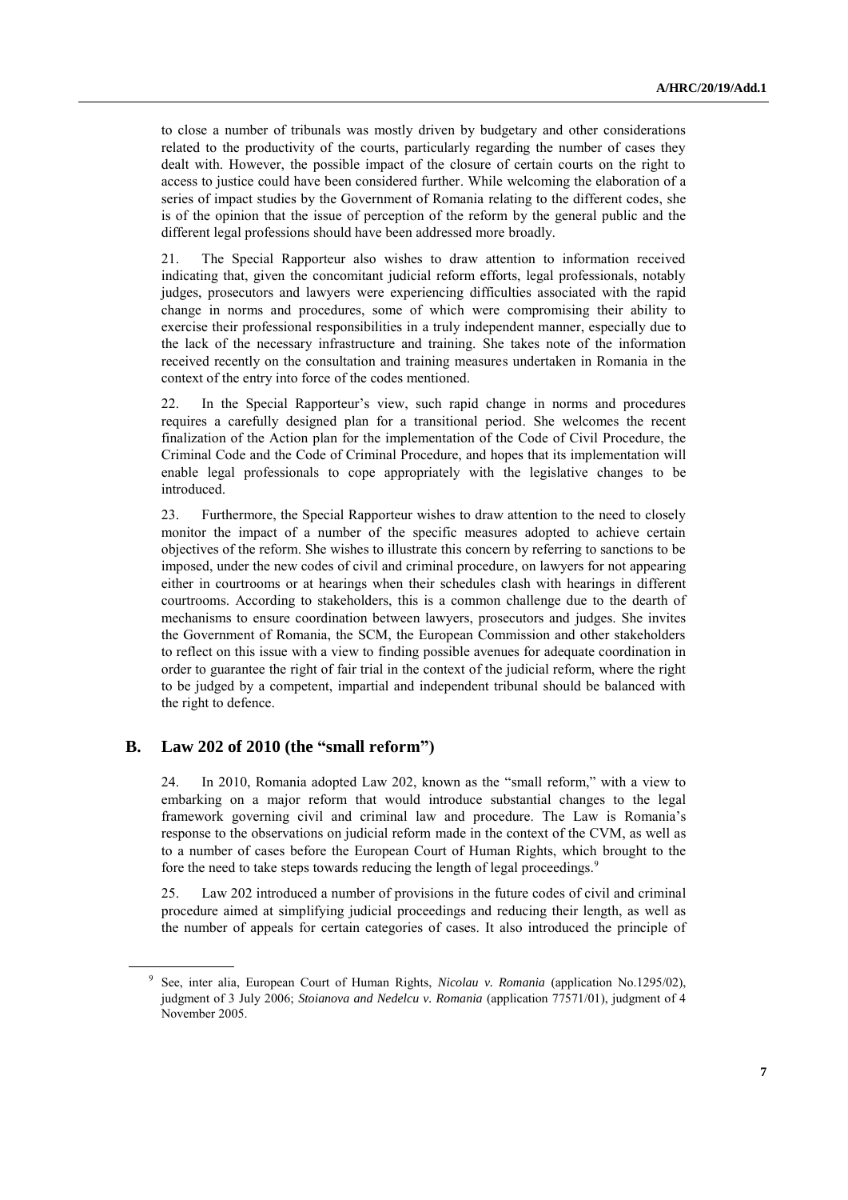to close a number of tribunals was mostly driven by budgetary and other considerations related to the productivity of the courts, particularly regarding the number of cases they dealt with. However, the possible impact of the closure of certain courts on the right to access to justice could have been considered further. While welcoming the elaboration of a series of impact studies by the Government of Romania relating to the different codes, she is of the opinion that the issue of perception of the reform by the general public and the different legal professions should have been addressed more broadly.

21. The Special Rapporteur also wishes to draw attention to information received indicating that, given the concomitant judicial reform efforts, legal professionals, notably judges, prosecutors and lawyers were experiencing difficulties associated with the rapid change in norms and procedures, some of which were compromising their ability to exercise their professional responsibilities in a truly independent manner, especially due to the lack of the necessary infrastructure and training. She takes note of the information received recently on the consultation and training measures undertaken in Romania in the context of the entry into force of the codes mentioned.

22. In the Special Rapporteur's view, such rapid change in norms and procedures requires a carefully designed plan for a transitional period. She welcomes the recent finalization of the Action plan for the implementation of the Code of Civil Procedure, the Criminal Code and the Code of Criminal Procedure, and hopes that its implementation will enable legal professionals to cope appropriately with the legislative changes to be introduced.

23. Furthermore, the Special Rapporteur wishes to draw attention to the need to closely monitor the impact of a number of the specific measures adopted to achieve certain objectives of the reform. She wishes to illustrate this concern by referring to sanctions to be imposed, under the new codes of civil and criminal procedure, on lawyers for not appearing either in courtrooms or at hearings when their schedules clash with hearings in different courtrooms. According to stakeholders, this is a common challenge due to the dearth of mechanisms to ensure coordination between lawyers, prosecutors and judges. She invites the Government of Romania, the SCM, the European Commission and other stakeholders to reflect on this issue with a view to finding possible avenues for adequate coordination in order to guarantee the right of fair trial in the context of the judicial reform, where the right to be judged by a competent, impartial and independent tribunal should be balanced with the right to defence.

## B. Law 202 of 2010 (the "small reform")

24. In 2010, Romania adopted Law 202, known as the "small reform," with a view to embarking on a major reform that would introduce substantial changes to the legal framework governing civil and criminal law and procedure. The Law is Romania's response to the observations on judicial reform made in the context of the CVM, as well as to a number of cases before the European Court of Human Rights, which brought to the fore the need to take steps towards reducing the length of legal proceedings.[9]

25. Law 202 introduced a number of provisions in the future codes of civil and criminal procedure aimed at simplifying judicial proceedings and reducing their length, as well as the number of appeals for certain categories of cases. It also introduced the principle of

[9] See, inter alia, European Court of Human Rights, *Nicolau v. Romania* (application No.1295/02), judgment of 3 July 2006; *Stoianova and Nedelcu v. Romania* (application 77571/01), judgment of 4 November 2005.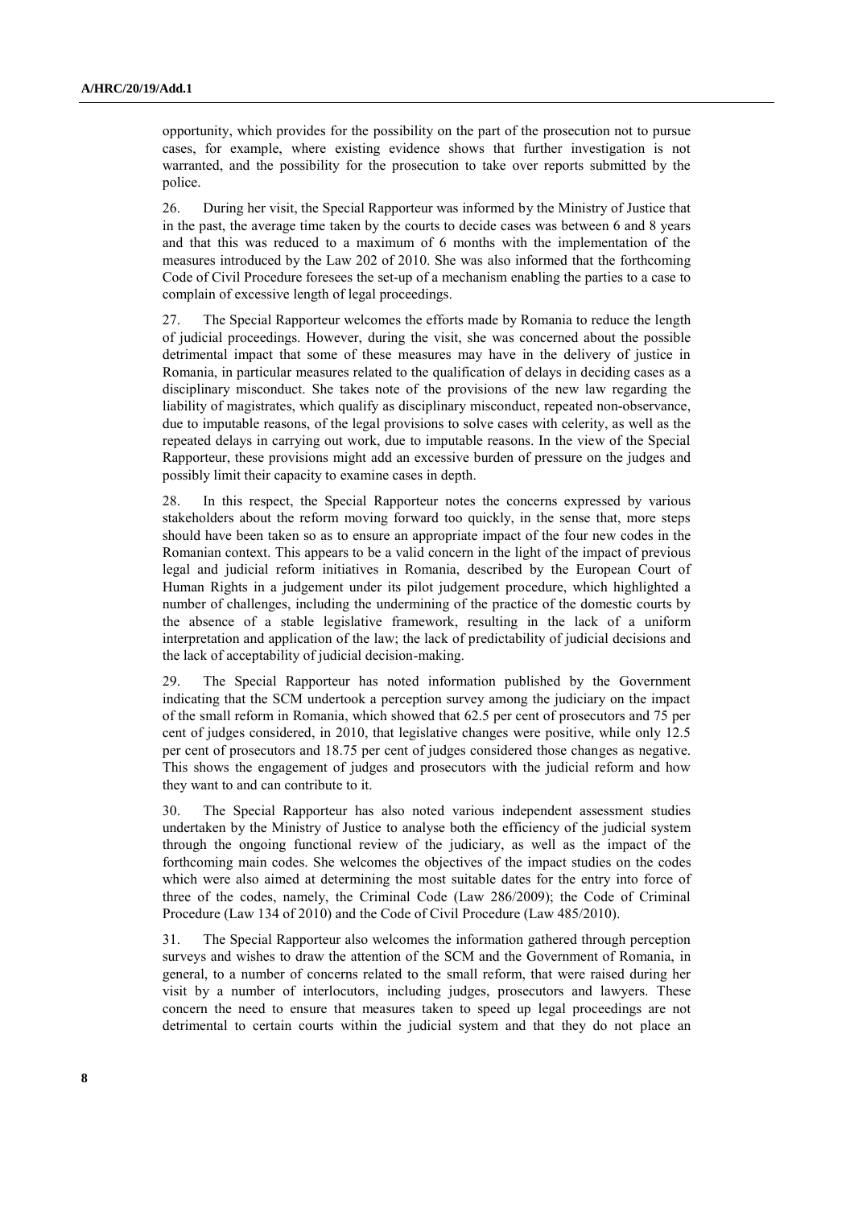opportunity, which provides for the possibility on the part of the prosecution not to pursue cases, for example, where existing evidence shows that further investigation is not warranted, and the possibility for the prosecution to take over reports submitted by the police.

26. During her visit, the Special Rapporteur was informed by the Ministry of Justice that in the past, the average time taken by the courts to decide cases was between 6 and 8 years and that this was reduced to a maximum of 6 months with the implementation of the measures introduced by the Law 202 of 2010. She was also informed that the forthcoming Code of Civil Procedure foresees the set-up of a mechanism enabling the parties to a case to complain of excessive length of legal proceedings.

27. The Special Rapporteur welcomes the efforts made by Romania to reduce the length of judicial proceedings. However, during the visit, she was concerned about the possible detrimental impact that some of these measures may have in the delivery of justice in Romania, in particular measures related to the qualification of delays in deciding cases as a disciplinary misconduct. She takes note of the provisions of the new law regarding the liability of magistrates, which qualify as disciplinary misconduct, repeated non-observance, due to imputable reasons, of the legal provisions to solve cases with celerity, as well as the repeated delays in carrying out work, due to imputable reasons. In the view of the Special Rapporteur, these provisions might add an excessive burden of pressure on the judges and possibly limit their capacity to examine cases in depth.

28. In this respect, the Special Rapporteur notes the concerns expressed by various stakeholders about the reform moving forward too quickly, in the sense that, more steps should have been taken so as to ensure an appropriate impact of the four new codes in the Romanian context. This appears to be a valid concern in the light of the impact of previous legal and judicial reform initiatives in Romania, described by the European Court of Human Rights in a judgement under its pilot judgement procedure, which highlighted a number of challenges, including the undermining of the practice of the domestic courts by the absence of a stable legislative framework, resulting in the lack of a uniform interpretation and application of the law; the lack of predictability of judicial decisions and the lack of acceptability of judicial decision-making.

29. The Special Rapporteur has noted information published by the Government indicating that the SCM undertook a perception survey among the judiciary on the impact of the small reform in Romania, which showed that 62.5 per cent of prosecutors and 75 per cent of judges considered, in 2010, that legislative changes were positive, while only 12.5 per cent of prosecutors and 18.75 per cent of judges considered those changes as negative. This shows the engagement of judges and prosecutors with the judicial reform and how they want to and can contribute to it.

30. The Special Rapporteur has also noted various independent assessment studies undertaken by the Ministry of Justice to analyse both the efficiency of the judicial system through the ongoing functional review of the judiciary, as well as the impact of the forthcoming main codes. She welcomes the objectives of the impact studies on the codes which were also aimed at determining the most suitable dates for the entry into force of three of the codes, namely, the Criminal Code (Law 286/2009); the Code of Criminal Procedure (Law 134 of 2010) and the Code of Civil Procedure (Law 485/2010).

31. The Special Rapporteur also welcomes the information gathered through perception surveys and wishes to draw the attention of the SCM and the Government of Romania, in general, to a number of concerns related to the small reform, that were raised during her visit by a number of interlocutors, including judges, prosecutors and lawyers. These concern the need to ensure that measures taken to speed up legal proceedings are not detrimental to certain courts within the judicial system and that they do not place an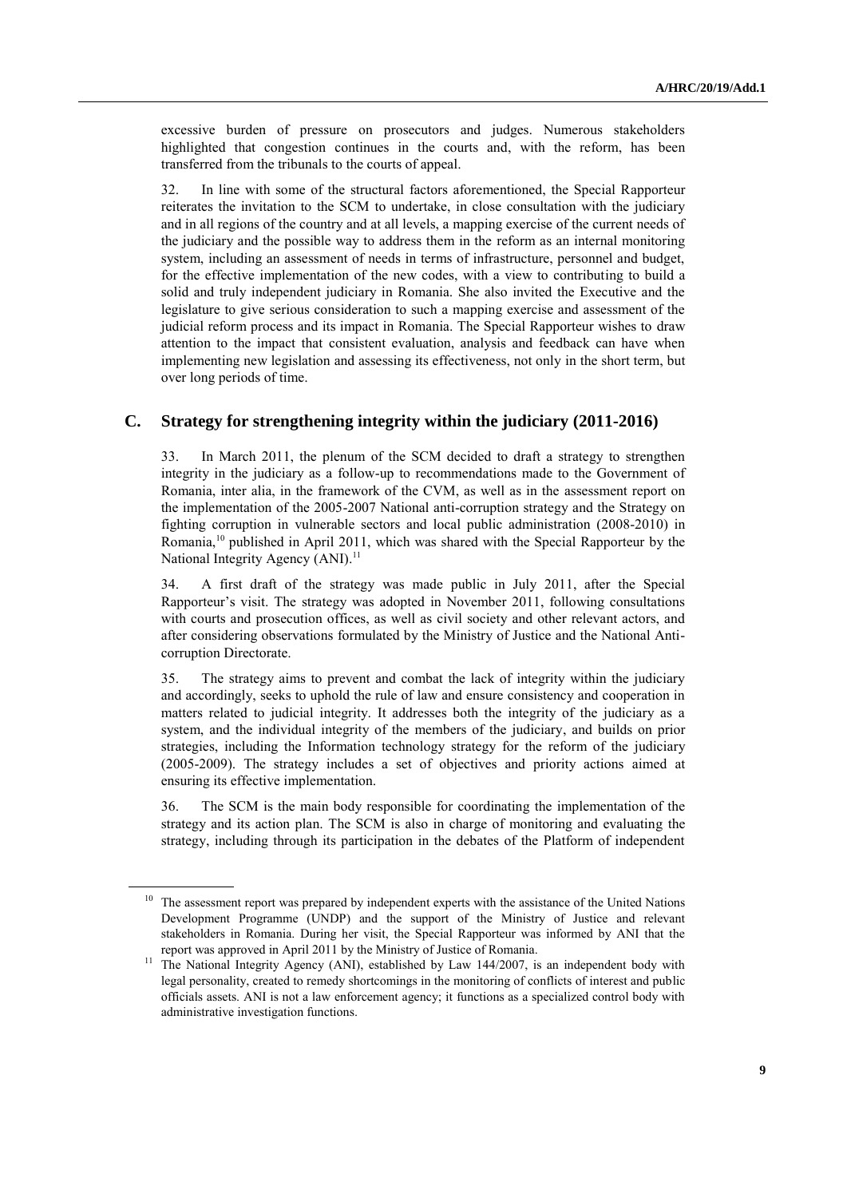excessive burden of pressure on prosecutors and judges. Numerous stakeholders highlighted that congestion continues in the courts and, with the reform, has been transferred from the tribunals to the courts of appeal.

32. In line with some of the structural factors aforementioned, the Special Rapporteur reiterates the invitation to the SCM to undertake, in close consultation with the judiciary and in all regions of the country and at all levels, a mapping exercise of the current needs of the judiciary and the possible way to address them in the reform as an internal monitoring system, including an assessment of needs in terms of infrastructure, personnel and budget, for the effective implementation of the new codes, with a view to contributing to build a solid and truly independent judiciary in Romania. She also invited the Executive and the legislature to give serious consideration to such a mapping exercise and assessment of the judicial reform process and its impact in Romania. The Special Rapporteur wishes to draw attention to the impact that consistent evaluation, analysis and feedback can have when implementing new legislation and assessing its effectiveness, not only in the short term, but over long periods of time.

## C. Strategy for strengthening integrity within the judiciary (2011-2016)

33. In March 2011, the plenum of the SCM decided to draft a strategy to strengthen integrity in the judiciary as a follow-up to recommendations made to the Government of Romania, inter alia, in the framework of the CVM, as well as in the assessment report on the implementation of the 2005-2007 National anti-corruption strategy and the Strategy on fighting corruption in vulnerable sectors and local public administration (2008-2010) in Romania,[10] published in April 2011, which was shared with the Special Rapporteur by the National Integrity Agency (ANI).[11]

34. A first draft of the strategy was made public in July 2011, after the Special Rapporteur's visit. The strategy was adopted in November 2011, following consultations with courts and prosecution offices, as well as civil society and other relevant actors, and after considering observations formulated by the Ministry of Justice and the National Anti-corruption Directorate.

35. The strategy aims to prevent and combat the lack of integrity within the judiciary and accordingly, seeks to uphold the rule of law and ensure consistency and cooperation in matters related to judicial integrity. It addresses both the integrity of the judiciary as a system, and the individual integrity of the members of the judiciary, and builds on prior strategies, including the Information technology strategy for the reform of the judiciary (2005-2009). The strategy includes a set of objectives and priority actions aimed at ensuring its effective implementation.

36. The SCM is the main body responsible for coordinating the implementation of the strategy and its action plan. The SCM is also in charge of monitoring and evaluating the strategy, including through its participation in the debates of the Platform of independent

---

[10] The assessment report was prepared by independent experts with the assistance of the United Nations Development Programme (UNDP) and the support of the Ministry of Justice and relevant stakeholders in Romania. During her visit, the Special Rapporteur was informed by ANI that the report was approved in April 2011 by the Ministry of Justice of Romania.

[11] The National Integrity Agency (ANI), established by Law 144/2007, is an independent body with legal personality, created to remedy shortcomings in the monitoring of conflicts of interest and public officials assets. ANI is not a law enforcement agency; it functions as a specialized control body with administrative investigation functions.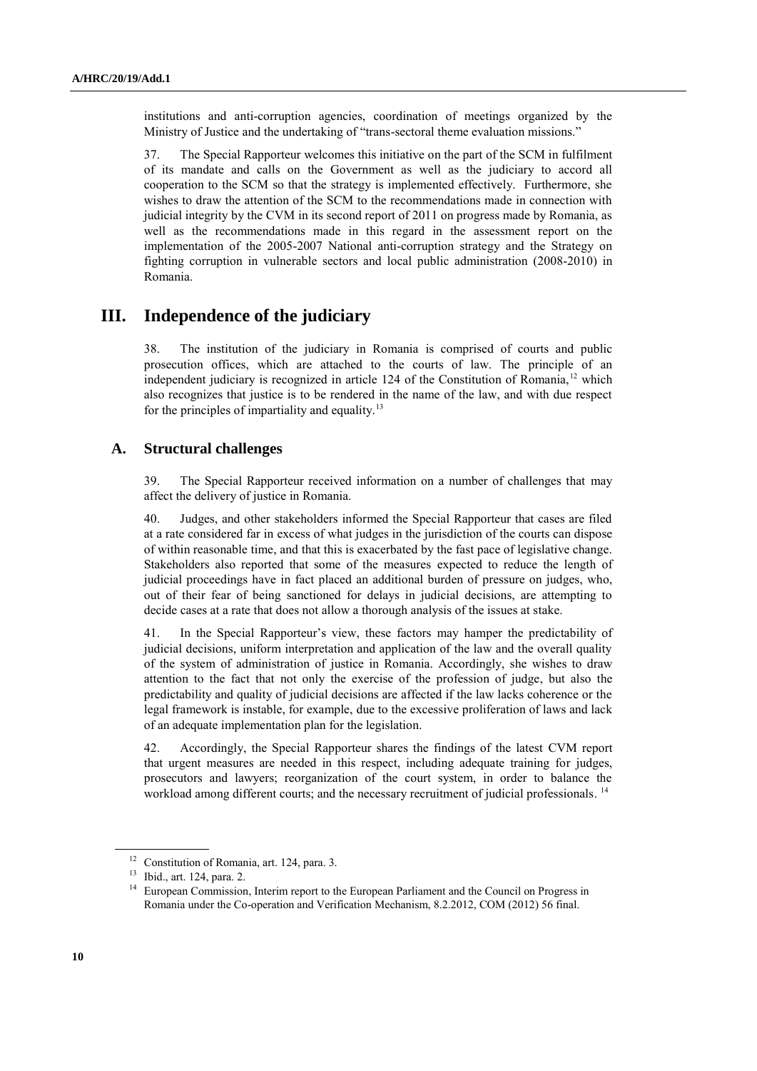institutions and anti-corruption agencies, coordination of meetings organized by the Ministry of Justice and the undertaking of "trans-sectoral theme evaluation missions."

37. The Special Rapporteur welcomes this initiative on the part of the SCM in fulfilment of its mandate and calls on the Government as well as the judiciary to accord all cooperation to the SCM so that the strategy is implemented effectively. Furthermore, she wishes to draw the attention of the SCM to the recommendations made in connection with judicial integrity by the CVM in its second report of 2011 on progress made by Romania, as well as the recommendations made in this regard in the assessment report on the implementation of the 2005-2007 National anti-corruption strategy and the Strategy on fighting corruption in vulnerable sectors and local public administration (2008-2010) in Romania.

# III. Independence of the judiciary

38. The institution of the judiciary in Romania is comprised of courts and public prosecution offices, which are attached to the courts of law. The principle of an independent judiciary is recognized in article 124 of the Constitution of Romania,[12] which also recognizes that justice is to be rendered in the name of the law, and with due respect for the principles of impartiality and equality.[13]

## A. Structural challenges

39. The Special Rapporteur received information on a number of challenges that may affect the delivery of justice in Romania.

40. Judges, and other stakeholders informed the Special Rapporteur that cases are filed at a rate considered far in excess of what judges in the jurisdiction of the courts can dispose of within reasonable time, and that this is exacerbated by the fast pace of legislative change. Stakeholders also reported that some of the measures expected to reduce the length of judicial proceedings have in fact placed an additional burden of pressure on judges, who, out of their fear of being sanctioned for delays in judicial decisions, are attempting to decide cases at a rate that does not allow a thorough analysis of the issues at stake.

41. In the Special Rapporteur's view, these factors may hamper the predictability of judicial decisions, uniform interpretation and application of the law and the overall quality of the system of administration of justice in Romania. Accordingly, she wishes to draw attention to the fact that not only the exercise of the profession of judge, but also the predictability and quality of judicial decisions are affected if the law lacks coherence or the legal framework is instable, for example, due to the excessive proliferation of laws and lack of an adequate implementation plan for the legislation.

42. Accordingly, the Special Rapporteur shares the findings of the latest CVM report that urgent measures are needed in this respect, including adequate training for judges, prosecutors and lawyers; reorganization of the court system, in order to balance the workload among different courts; and the necessary recruitment of judicial professionals.[14]

---

[12] Constitution of Romania, art. 124, para. 3.

[13] Ibid., art. 124, para. 2.

[14] European Commission, Interim report to the European Parliament and the Council on Progress in Romania under the Co-operation and Verification Mechanism, 8.2.2012, COM (2012) 56 final.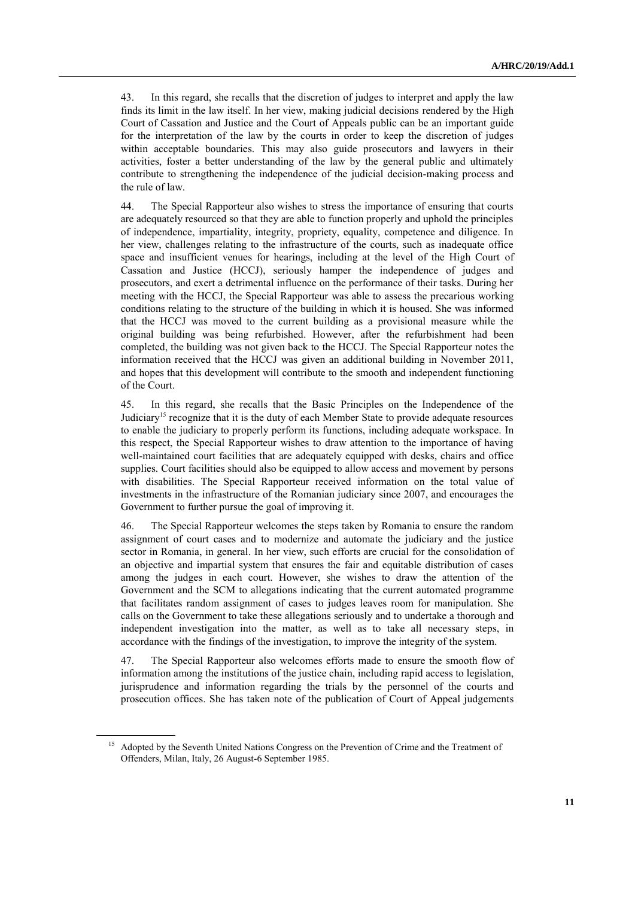43. In this regard, she recalls that the discretion of judges to interpret and apply the law finds its limit in the law itself. In her view, making judicial decisions rendered by the High Court of Cassation and Justice and the Court of Appeals public can be an important guide for the interpretation of the law by the courts in order to keep the discretion of judges within acceptable boundaries. This may also guide prosecutors and lawyers in their activities, foster a better understanding of the law by the general public and ultimately contribute to strengthening the independence of the judicial decision-making process and the rule of law.

44. The Special Rapporteur also wishes to stress the importance of ensuring that courts are adequately resourced so that they are able to function properly and uphold the principles of independence, impartiality, integrity, propriety, equality, competence and diligence. In her view, challenges relating to the infrastructure of the courts, such as inadequate office space and insufficient venues for hearings, including at the level of the High Court of Cassation and Justice (HCCJ), seriously hamper the independence of judges and prosecutors, and exert a detrimental influence on the performance of their tasks. During her meeting with the HCCJ, the Special Rapporteur was able to assess the precarious working conditions relating to the structure of the building in which it is housed. She was informed that the HCCJ was moved to the current building as a provisional measure while the original building was being refurbished. However, after the refurbishment had been completed, the building was not given back to the HCCJ. The Special Rapporteur notes the information received that the HCCJ was given an additional building in November 2011, and hopes that this development will contribute to the smooth and independent functioning of the Court.

45. In this regard, she recalls that the Basic Principles on the Independence of the Judiciary[15] recognize that it is the duty of each Member State to provide adequate resources to enable the judiciary to properly perform its functions, including adequate workspace. In this respect, the Special Rapporteur wishes to draw attention to the importance of having well-maintained court facilities that are adequately equipped with desks, chairs and office supplies. Court facilities should also be equipped to allow access and movement by persons with disabilities. The Special Rapporteur received information on the total value of investments in the infrastructure of the Romanian judiciary since 2007, and encourages the Government to further pursue the goal of improving it.

46. The Special Rapporteur welcomes the steps taken by Romania to ensure the random assignment of court cases and to modernize and automate the judiciary and the justice sector in Romania, in general. In her view, such efforts are crucial for the consolidation of an objective and impartial system that ensures the fair and equitable distribution of cases among the judges in each court. However, she wishes to draw the attention of the Government and the SCM to allegations indicating that the current automated programme that facilitates random assignment of cases to judges leaves room for manipulation. She calls on the Government to take these allegations seriously and to undertake a thorough and independent investigation into the matter, as well as to take all necessary steps, in accordance with the findings of the investigation, to improve the integrity of the system.

47. The Special Rapporteur also welcomes efforts made to ensure the smooth flow of information among the institutions of the justice chain, including rapid access to legislation, jurisprudence and information regarding the trials by the personnel of the courts and prosecution offices. She has taken note of the publication of Court of Appeal judgements

---

[15] Adopted by the Seventh United Nations Congress on the Prevention of Crime and the Treatment of Offenders, Milan, Italy, 26 August-6 September 1985.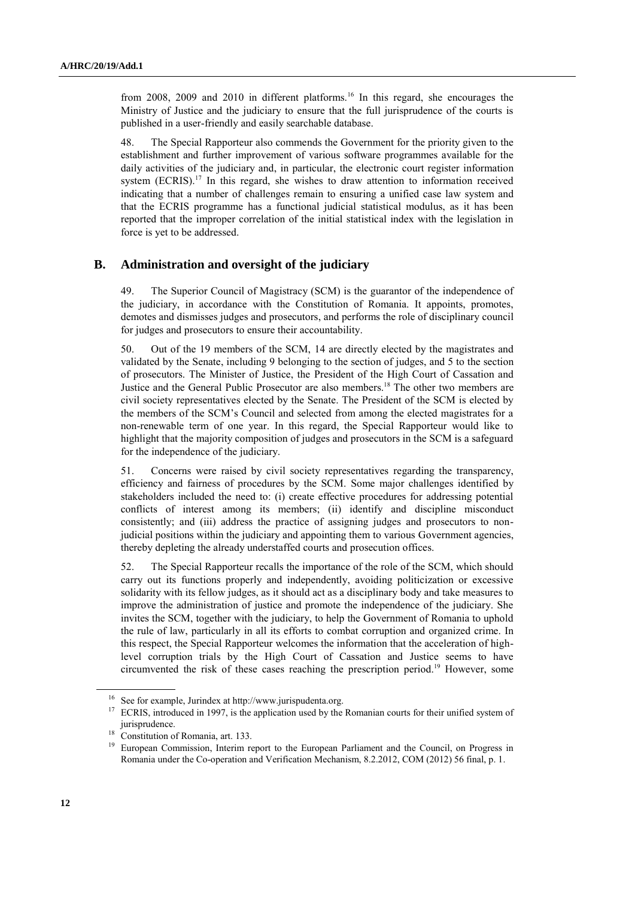from 2008, 2009 and 2010 in different platforms.[16] In this regard, she encourages the Ministry of Justice and the judiciary to ensure that the full jurisprudence of the courts is published in a user-friendly and easily searchable database.

48. The Special Rapporteur also commends the Government for the priority given to the establishment and further improvement of various software programmes available for the daily activities of the judiciary and, in particular, the electronic court register information system (ECRIS).[17] In this regard, she wishes to draw attention to information received indicating that a number of challenges remain to ensuring a unified case law system and that the ECRIS programme has a functional judicial statistical modulus, as it has been reported that the improper correlation of the initial statistical index with the legislation in force is yet to be addressed.

## B. Administration and oversight of the judiciary

49. The Superior Council of Magistracy (SCM) is the guarantor of the independence of the judiciary, in accordance with the Constitution of Romania. It appoints, promotes, demotes and dismisses judges and prosecutors, and performs the role of disciplinary council for judges and prosecutors to ensure their accountability.

50. Out of the 19 members of the SCM, 14 are directly elected by the magistrates and validated by the Senate, including 9 belonging to the section of judges, and 5 to the section of prosecutors. The Minister of Justice, the President of the High Court of Cassation and Justice and the General Public Prosecutor are also members.[18] The other two members are civil society representatives elected by the Senate. The President of the SCM is elected by the members of the SCM's Council and selected from among the elected magistrates for a non-renewable term of one year. In this regard, the Special Rapporteur would like to highlight that the majority composition of judges and prosecutors in the SCM is a safeguard for the independence of the judiciary.

51. Concerns were raised by civil society representatives regarding the transparency, efficiency and fairness of procedures by the SCM. Some major challenges identified by stakeholders included the need to: (i) create effective procedures for addressing potential conflicts of interest among its members; (ii) identify and discipline misconduct consistently; and (iii) address the practice of assigning judges and prosecutors to non-judicial positions within the judiciary and appointing them to various Government agencies, thereby depleting the already understaffed courts and prosecution offices.

52. The Special Rapporteur recalls the importance of the role of the SCM, which should carry out its functions properly and independently, avoiding politicization or excessive solidarity with its fellow judges, as it should act as a disciplinary body and take measures to improve the administration of justice and promote the independence of the judiciary. She invites the SCM, together with the judiciary, to help the Government of Romania to uphold the rule of law, particularly in all its efforts to combat corruption and organized crime. In this respect, the Special Rapporteur welcomes the information that the acceleration of high-level corruption trials by the High Court of Cassation and Justice seems to have circumvented the risk of these cases reaching the prescription period.[19] However, some

---

[16] See for example, Jurindex at http://www.jurispudenta.org.

[17] ECRIS, introduced in 1997, is the application used by the Romanian courts for their unified system of jurisprudence.

[18] Constitution of Romania, art. 133.

[19] European Commission, Interim report to the European Parliament and the Council, on Progress in Romania under the Co-operation and Verification Mechanism, 8.2.2012, COM (2012) 56 final, p. 1.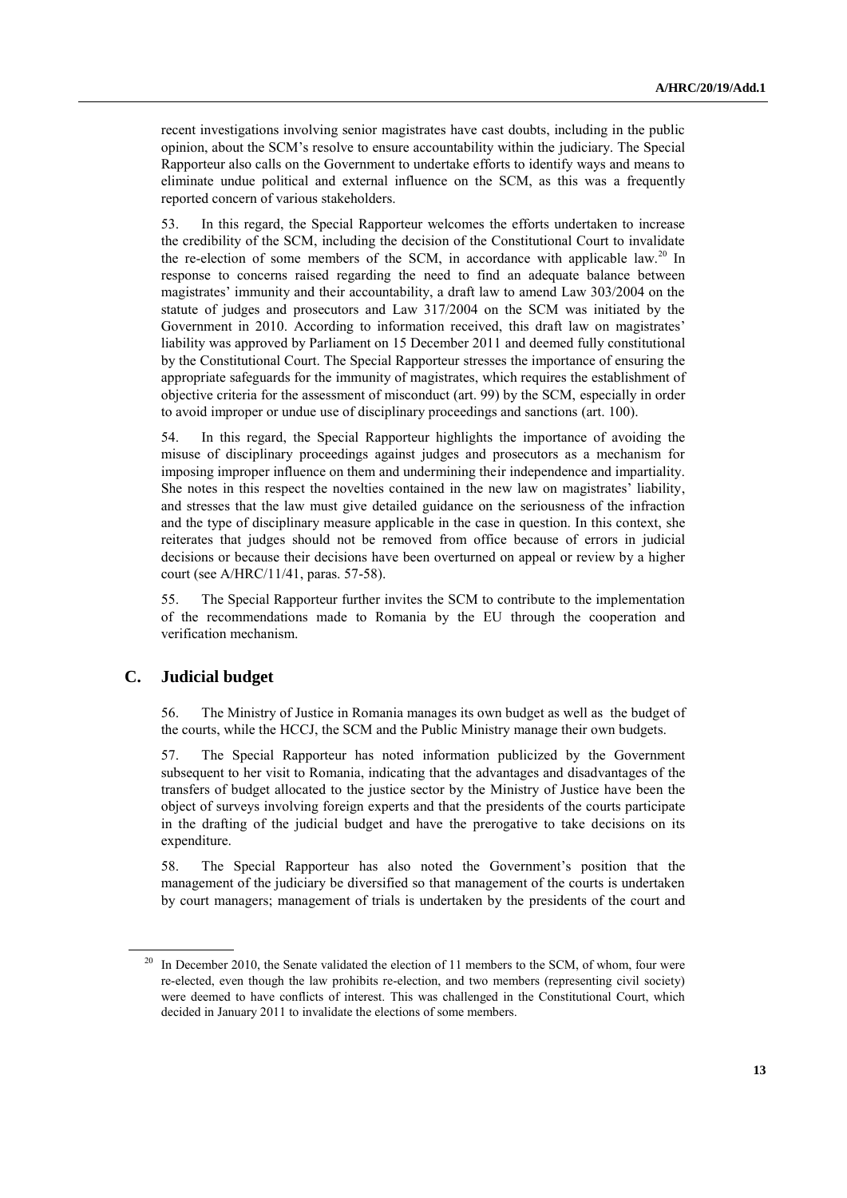recent investigations involving senior magistrates have cast doubts, including in the public opinion, about the SCM's resolve to ensure accountability within the judiciary. The Special Rapporteur also calls on the Government to undertake efforts to identify ways and means to eliminate undue political and external influence on the SCM, as this was a frequently reported concern of various stakeholders.

53. In this regard, the Special Rapporteur welcomes the efforts undertaken to increase the credibility of the SCM, including the decision of the Constitutional Court to invalidate the re-election of some members of the SCM, in accordance with applicable law.[20] In response to concerns raised regarding the need to find an adequate balance between magistrates' immunity and their accountability, a draft law to amend Law 303/2004 on the statute of judges and prosecutors and Law 317/2004 on the SCM was initiated by the Government in 2010. According to information received, this draft law on magistrates' liability was approved by Parliament on 15 December 2011 and deemed fully constitutional by the Constitutional Court. The Special Rapporteur stresses the importance of ensuring the appropriate safeguards for the immunity of magistrates, which requires the establishment of objective criteria for the assessment of misconduct (art. 99) by the SCM, especially in order to avoid improper or undue use of disciplinary proceedings and sanctions (art. 100).

54. In this regard, the Special Rapporteur highlights the importance of avoiding the misuse of disciplinary proceedings against judges and prosecutors as a mechanism for imposing improper influence on them and undermining their independence and impartiality. She notes in this respect the novelties contained in the new law on magistrates' liability, and stresses that the law must give detailed guidance on the seriousness of the infraction and the type of disciplinary measure applicable in the case in question. In this context, she reiterates that judges should not be removed from office because of errors in judicial decisions or because their decisions have been overturned on appeal or review by a higher court (see A/HRC/11/41, paras. 57-58).

55. The Special Rapporteur further invites the SCM to contribute to the implementation of the recommendations made to Romania by the EU through the cooperation and verification mechanism.

## C. Judicial budget

56. The Ministry of Justice in Romania manages its own budget as well as the budget of the courts, while the HCCJ, the SCM and the Public Ministry manage their own budgets.

57. The Special Rapporteur has noted information publicized by the Government subsequent to her visit to Romania, indicating that the advantages and disadvantages of the transfers of budget allocated to the justice sector by the Ministry of Justice have been the object of surveys involving foreign experts and that the presidents of the courts participate in the drafting of the judicial budget and have the prerogative to take decisions on its expenditure.

58. The Special Rapporteur has also noted the Government's position that the management of the judiciary be diversified so that management of the courts is undertaken by court managers; management of trials is undertaken by the presidents of the court and

---

[20] In December 2010, the Senate validated the election of 11 members to the SCM, of whom, four were re-elected, even though the law prohibits re-election, and two members (representing civil society) were deemed to have conflicts of interest. This was challenged in the Constitutional Court, which decided in January 2011 to invalidate the elections of some members.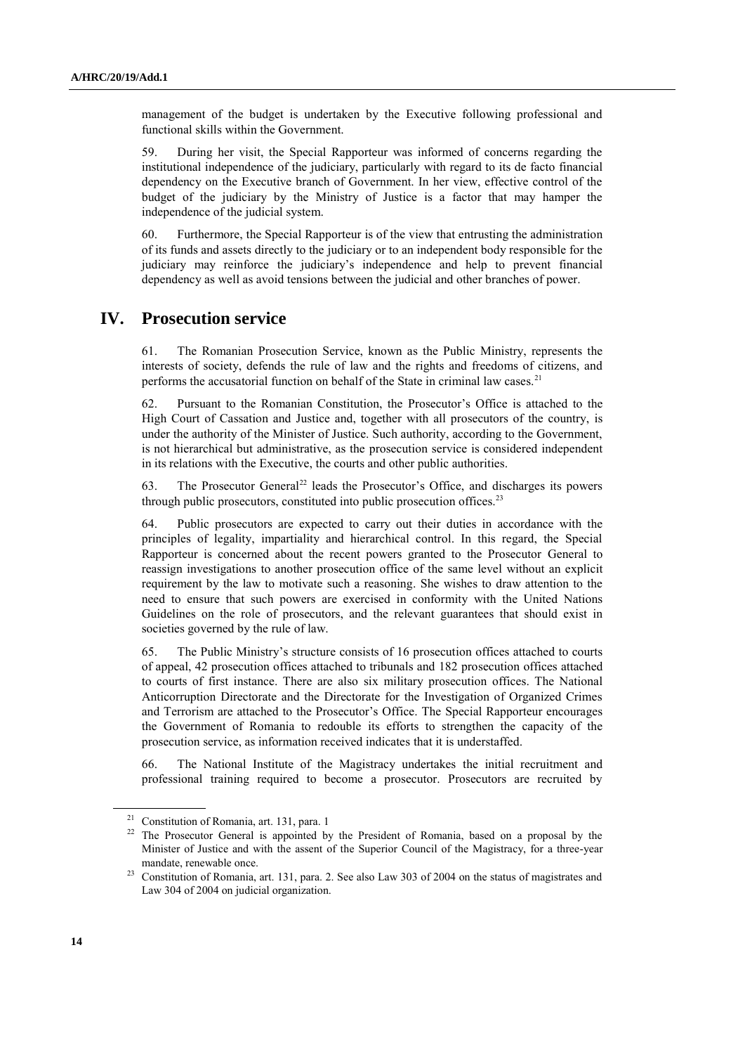management of the budget is undertaken by the Executive following professional and functional skills within the Government.

59. During her visit, the Special Rapporteur was informed of concerns regarding the institutional independence of the judiciary, particularly with regard to its de facto financial dependency on the Executive branch of Government. In her view, effective control of the budget of the judiciary by the Ministry of Justice is a factor that may hamper the independence of the judicial system.

60. Furthermore, the Special Rapporteur is of the view that entrusting the administration of its funds and assets directly to the judiciary or to an independent body responsible for the judiciary may reinforce the judiciary's independence and help to prevent financial dependency as well as avoid tensions between the judicial and other branches of power.

## IV. Prosecution service

61. The Romanian Prosecution Service, known as the Public Ministry, represents the interests of society, defends the rule of law and the rights and freedoms of citizens, and performs the accusatorial function on behalf of the State in criminal law cases.[21]

62. Pursuant to the Romanian Constitution, the Prosecutor's Office is attached to the High Court of Cassation and Justice and, together with all prosecutors of the country, is under the authority of the Minister of Justice. Such authority, according to the Government, is not hierarchical but administrative, as the prosecution service is considered independent in its relations with the Executive, the courts and other public authorities.

63. The Prosecutor General[22] leads the Prosecutor's Office, and discharges its powers through public prosecutors, constituted into public prosecution offices.[23]

64. Public prosecutors are expected to carry out their duties in accordance with the principles of legality, impartiality and hierarchical control. In this regard, the Special Rapporteur is concerned about the recent powers granted to the Prosecutor General to reassign investigations to another prosecution office of the same level without an explicit requirement by the law to motivate such a reasoning. She wishes to draw attention to the need to ensure that such powers are exercised in conformity with the United Nations Guidelines on the role of prosecutors, and the relevant guarantees that should exist in societies governed by the rule of law.

65. The Public Ministry's structure consists of 16 prosecution offices attached to courts of appeal, 42 prosecution offices attached to tribunals and 182 prosecution offices attached to courts of first instance. There are also six military prosecution offices. The National Anticorruption Directorate and the Directorate for the Investigation of Organized Crimes and Terrorism are attached to the Prosecutor's Office. The Special Rapporteur encourages the Government of Romania to redouble its efforts to strengthen the capacity of the prosecution service, as information received indicates that it is understaffed.

66. The National Institute of the Magistracy undertakes the initial recruitment and professional training required to become a prosecutor. Prosecutors are recruited by

---

[21] Constitution of Romania, art. 131, para. 1

[22] The Prosecutor General is appointed by the President of Romania, based on a proposal by the Minister of Justice and with the assent of the Superior Council of the Magistracy, for a three-year mandate, renewable once.

[23] Constitution of Romania, art. 131, para. 2. See also Law 303 of 2004 on the status of magistrates and Law 304 of 2004 on judicial organization.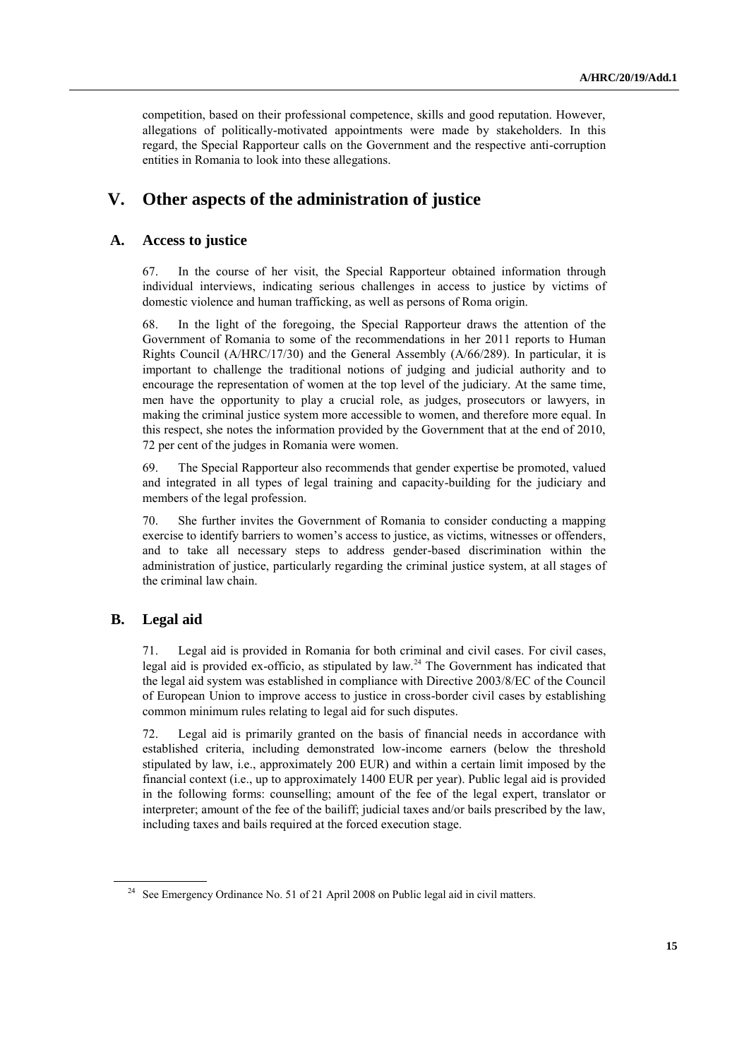competition, based on their professional competence, skills and good reputation. However, allegations of politically-motivated appointments were made by stakeholders. In this regard, the Special Rapporteur calls on the Government and the respective anti-corruption entities in Romania to look into these allegations.

# V. Other aspects of the administration of justice

## A. Access to justice

67. In the course of her visit, the Special Rapporteur obtained information through individual interviews, indicating serious challenges in access to justice by victims of domestic violence and human trafficking, as well as persons of Roma origin.

68. In the light of the foregoing, the Special Rapporteur draws the attention of the Government of Romania to some of the recommendations in her 2011 reports to Human Rights Council (A/HRC/17/30) and the General Assembly (A/66/289). In particular, it is important to challenge the traditional notions of judging and judicial authority and to encourage the representation of women at the top level of the judiciary. At the same time, men have the opportunity to play a crucial role, as judges, prosecutors or lawyers, in making the criminal justice system more accessible to women, and therefore more equal. In this respect, she notes the information provided by the Government that at the end of 2010, 72 per cent of the judges in Romania were women.

69. The Special Rapporteur also recommends that gender expertise be promoted, valued and integrated in all types of legal training and capacity-building for the judiciary and members of the legal profession.

70. She further invites the Government of Romania to consider conducting a mapping exercise to identify barriers to women's access to justice, as victims, witnesses or offenders, and to take all necessary steps to address gender-based discrimination within the administration of justice, particularly regarding the criminal justice system, at all stages of the criminal law chain.

## B. Legal aid

71. Legal aid is provided in Romania for both criminal and civil cases. For civil cases, legal aid is provided ex-officio, as stipulated by law.[24] The Government has indicated that the legal aid system was established in compliance with Directive 2003/8/EC of the Council of European Union to improve access to justice in cross-border civil cases by establishing common minimum rules relating to legal aid for such disputes.

72. Legal aid is primarily granted on the basis of financial needs in accordance with established criteria, including demonstrated low-income earners (below the threshold stipulated by law, i.e., approximately 200 EUR) and within a certain limit imposed by the financial context (i.e., up to approximately 1400 EUR per year). Public legal aid is provided in the following forms: counselling; amount of the fee of the legal expert, translator or interpreter; amount of the fee of the bailiff; judicial taxes and/or bails prescribed by the law, including taxes and bails required at the forced execution stage.

[24] See Emergency Ordinance No. 51 of 21 April 2008 on Public legal aid in civil matters.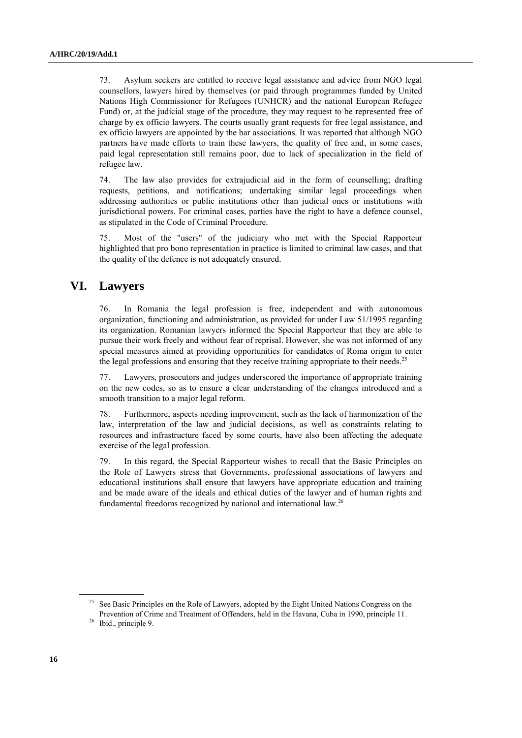73. Asylum seekers are entitled to receive legal assistance and advice from NGO legal counsellors, lawyers hired by themselves (or paid through programmes funded by United Nations High Commissioner for Refugees (UNHCR) and the national European Refugee Fund) or, at the judicial stage of the procedure, they may request to be represented free of charge by ex officio lawyers. The courts usually grant requests for free legal assistance, and ex officio lawyers are appointed by the bar associations. It was reported that although NGO partners have made efforts to train these lawyers, the quality of free and, in some cases, paid legal representation still remains poor, due to lack of specialization in the field of refugee law.

74. The law also provides for extrajudicial aid in the form of counselling; drafting requests, petitions, and notifications; undertaking similar legal proceedings when addressing authorities or public institutions other than judicial ones or institutions with jurisdictional powers. For criminal cases, parties have the right to have a defence counsel, as stipulated in the Code of Criminal Procedure.

75. Most of the "users" of the judiciary who met with the Special Rapporteur highlighted that pro bono representation in practice is limited to criminal law cases, and that the quality of the defence is not adequately ensured.

# VI. Lawyers

76. In Romania the legal profession is free, independent and with autonomous organization, functioning and administration, as provided for under Law 51/1995 regarding its organization. Romanian lawyers informed the Special Rapporteur that they are able to pursue their work freely and without fear of reprisal. However, she was not informed of any special measures aimed at providing opportunities for candidates of Roma origin to enter the legal professions and ensuring that they receive training appropriate to their needs.[25]

77. Lawyers, prosecutors and judges underscored the importance of appropriate training on the new codes, so as to ensure a clear understanding of the changes introduced and a smooth transition to a major legal reform.

78. Furthermore, aspects needing improvement, such as the lack of harmonization of the law, interpretation of the law and judicial decisions, as well as constraints relating to resources and infrastructure faced by some courts, have also been affecting the adequate exercise of the legal profession.

79. In this regard, the Special Rapporteur wishes to recall that the Basic Principles on the Role of Lawyers stress that Governments, professional associations of lawyers and educational institutions shall ensure that lawyers have appropriate education and training and be made aware of the ideals and ethical duties of the lawyer and of human rights and fundamental freedoms recognized by national and international law.[26]

---

[25] See Basic Principles on the Role of Lawyers, adopted by the Eight United Nations Congress on the Prevention of Crime and Treatment of Offenders, held in the Havana, Cuba in 1990, principle 11.

[26] Ibid., principle 9.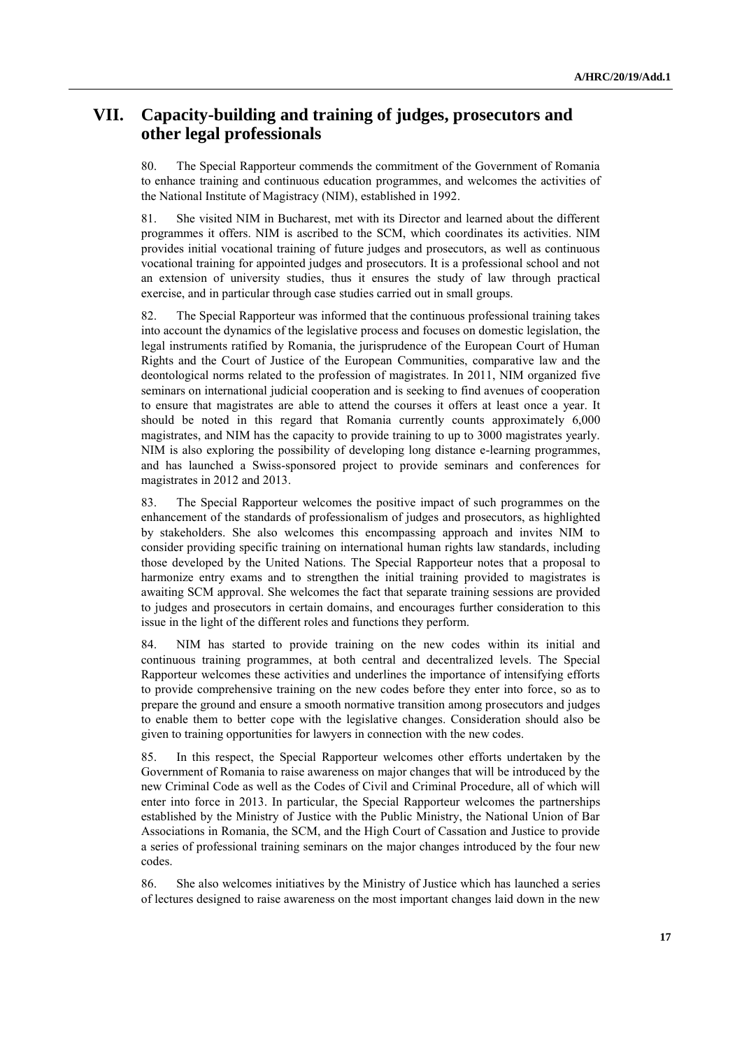## VII. Capacity-building and training of judges, prosecutors and other legal professionals

80. The Special Rapporteur commends the commitment of the Government of Romania to enhance training and continuous education programmes, and welcomes the activities of the National Institute of Magistracy (NIM), established in 1992.

81. She visited NIM in Bucharest, met with its Director and learned about the different programmes it offers. NIM is ascribed to the SCM, which coordinates its activities. NIM provides initial vocational training of future judges and prosecutors, as well as continuous vocational training for appointed judges and prosecutors. It is a professional school and not an extension of university studies, thus it ensures the study of law through practical exercise, and in particular through case studies carried out in small groups.

82. The Special Rapporteur was informed that the continuous professional training takes into account the dynamics of the legislative process and focuses on domestic legislation, the legal instruments ratified by Romania, the jurisprudence of the European Court of Human Rights and the Court of Justice of the European Communities, comparative law and the deontological norms related to the profession of magistrates. In 2011, NIM organized five seminars on international judicial cooperation and is seeking to find avenues of cooperation to ensure that magistrates are able to attend the courses it offers at least once a year. It should be noted in this regard that Romania currently counts approximately 6,000 magistrates, and NIM has the capacity to provide training to up to 3000 magistrates yearly. NIM is also exploring the possibility of developing long distance e-learning programmes, and has launched a Swiss-sponsored project to provide seminars and conferences for magistrates in 2012 and 2013.

83. The Special Rapporteur welcomes the positive impact of such programmes on the enhancement of the standards of professionalism of judges and prosecutors, as highlighted by stakeholders. She also welcomes this encompassing approach and invites NIM to consider providing specific training on international human rights law standards, including those developed by the United Nations. The Special Rapporteur notes that a proposal to harmonize entry exams and to strengthen the initial training provided to magistrates is awaiting SCM approval. She welcomes the fact that separate training sessions are provided to judges and prosecutors in certain domains, and encourages further consideration to this issue in the light of the different roles and functions they perform.

84. NIM has started to provide training on the new codes within its initial and continuous training programmes, at both central and decentralized levels. The Special Rapporteur welcomes these activities and underlines the importance of intensifying efforts to provide comprehensive training on the new codes before they enter into force, so as to prepare the ground and ensure a smooth normative transition among prosecutors and judges to enable them to better cope with the legislative changes. Consideration should also be given to training opportunities for lawyers in connection with the new codes.

85. In this respect, the Special Rapporteur welcomes other efforts undertaken by the Government of Romania to raise awareness on major changes that will be introduced by the new Criminal Code as well as the Codes of Civil and Criminal Procedure, all of which will enter into force in 2013. In particular, the Special Rapporteur welcomes the partnerships established by the Ministry of Justice with the Public Ministry, the National Union of Bar Associations in Romania, the SCM, and the High Court of Cassation and Justice to provide a series of professional training seminars on the major changes introduced by the four new codes.

86. She also welcomes initiatives by the Ministry of Justice which has launched a series of lectures designed to raise awareness on the most important changes laid down in the new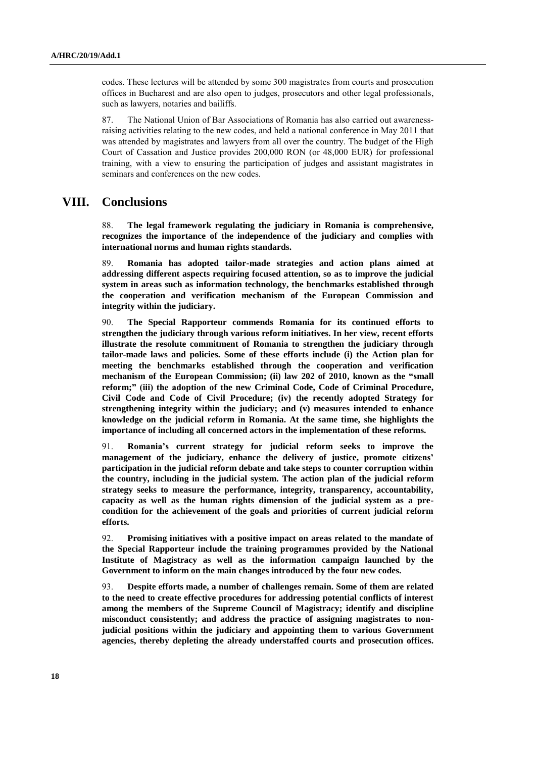codes. These lectures will be attended by some 300 magistrates from courts and prosecution offices in Bucharest and are also open to judges, prosecutors and other legal professionals, such as lawyers, notaries and bailiffs.

87. The National Union of Bar Associations of Romania has also carried out awareness-raising activities relating to the new codes, and held a national conference in May 2011 that was attended by magistrates and lawyers from all over the country. The budget of the High Court of Cassation and Justice provides 200,000 RON (or 48,000 EUR) for professional training, with a view to ensuring the participation of judges and assistant magistrates in seminars and conferences on the new codes.

# VIII. Conclusions

88. **The legal framework regulating the judiciary in Romania is comprehensive, recognizes the importance of the independence of the judiciary and complies with international norms and human rights standards.**

89. **Romania has adopted tailor-made strategies and action plans aimed at addressing different aspects requiring focused attention, so as to improve the judicial system in areas such as information technology, the benchmarks established through the cooperation and verification mechanism of the European Commission and integrity within the judiciary.**

90. **The Special Rapporteur commends Romania for its continued efforts to strengthen the judiciary through various reform initiatives. In her view, recent efforts illustrate the resolute commitment of Romania to strengthen the judiciary through tailor-made laws and policies. Some of these efforts include (i) the Action plan for meeting the benchmarks established through the cooperation and verification mechanism of the European Commission; (ii) law 202 of 2010, known as the "small reform;" (iii) the adoption of the new Criminal Code, Code of Criminal Procedure, Civil Code and Code of Civil Procedure; (iv) the recently adopted Strategy for strengthening integrity within the judiciary; and (v) measures intended to enhance knowledge on the judicial reform in Romania. At the same time, she highlights the importance of including all concerned actors in the implementation of these reforms.**

91. **Romania's current strategy for judicial reform seeks to improve the management of the judiciary, enhance the delivery of justice, promote citizens' participation in the judicial reform debate and take steps to counter corruption within the country, including in the judicial system. The action plan of the judicial reform strategy seeks to measure the performance, integrity, transparency, accountability, capacity as well as the human rights dimension of the judicial system as a pre-condition for the achievement of the goals and priorities of current judicial reform efforts.**

92. **Promising initiatives with a positive impact on areas related to the mandate of the Special Rapporteur include the training programmes provided by the National Institute of Magistracy as well as the information campaign launched by the Government to inform on the main changes introduced by the four new codes.**

93. **Despite efforts made, a number of challenges remain. Some of them are related to the need to create effective procedures for addressing potential conflicts of interest among the members of the Supreme Council of Magistracy; identify and discipline misconduct consistently; and address the practice of assigning magistrates to non-judicial positions within the judiciary and appointing them to various Government agencies, thereby depleting the already understaffed courts and prosecution offices.**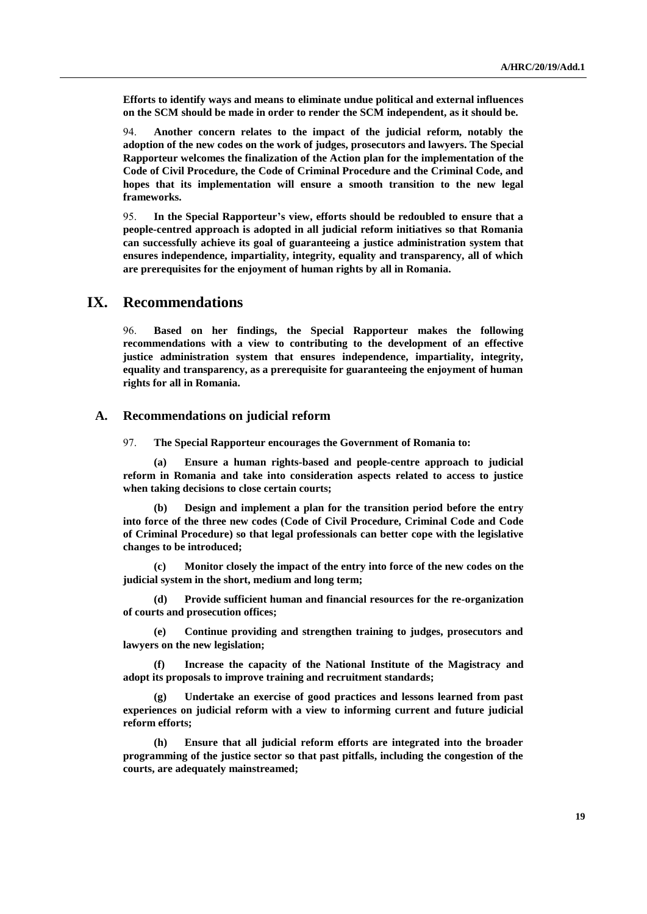**Efforts to identify ways and means to eliminate undue political and external influences on the SCM should be made in order to render the SCM independent, as it should be.**

94. **Another concern relates to the impact of the judicial reform, notably the adoption of the new codes on the work of judges, prosecutors and lawyers. The Special Rapporteur welcomes the finalization of the Action plan for the implementation of the Code of Civil Procedure, the Code of Criminal Procedure and the Criminal Code, and hopes that its implementation will ensure a smooth transition to the new legal frameworks.**

95. **In the Special Rapporteur's view, efforts should be redoubled to ensure that a people-centred approach is adopted in all judicial reform initiatives so that Romania can successfully achieve its goal of guaranteeing a justice administration system that ensures independence, impartiality, integrity, equality and transparency, all of which are prerequisites for the enjoyment of human rights by all in Romania.**

# IX. Recommendations

96. **Based on her findings, the Special Rapporteur makes the following recommendations with a view to contributing to the development of an effective justice administration system that ensures independence, impartiality, integrity, equality and transparency, as a prerequisite for guaranteeing the enjoyment of human rights for all in Romania.**

## A. Recommendations on judicial reform

97. **The Special Rapporteur encourages the Government of Romania to:**

**(a) Ensure a human rights-based and people-centre approach to judicial reform in Romania and take into consideration aspects related to access to justice when taking decisions to close certain courts;**

**(b) Design and implement a plan for the transition period before the entry into force of the three new codes (Code of Civil Procedure, Criminal Code and Code of Criminal Procedure) so that legal professionals can better cope with the legislative changes to be introduced;**

**(c) Monitor closely the impact of the entry into force of the new codes on the judicial system in the short, medium and long term;**

**(d) Provide sufficient human and financial resources for the re-organization of courts and prosecution offices;**

**(e) Continue providing and strengthen training to judges, prosecutors and lawyers on the new legislation;**

**(f) Increase the capacity of the National Institute of the Magistracy and adopt its proposals to improve training and recruitment standards;**

**(g) Undertake an exercise of good practices and lessons learned from past experiences on judicial reform with a view to informing current and future judicial reform efforts;**

**(h) Ensure that all judicial reform efforts are integrated into the broader programming of the justice sector so that past pitfalls, including the congestion of the courts, are adequately mainstreamed;**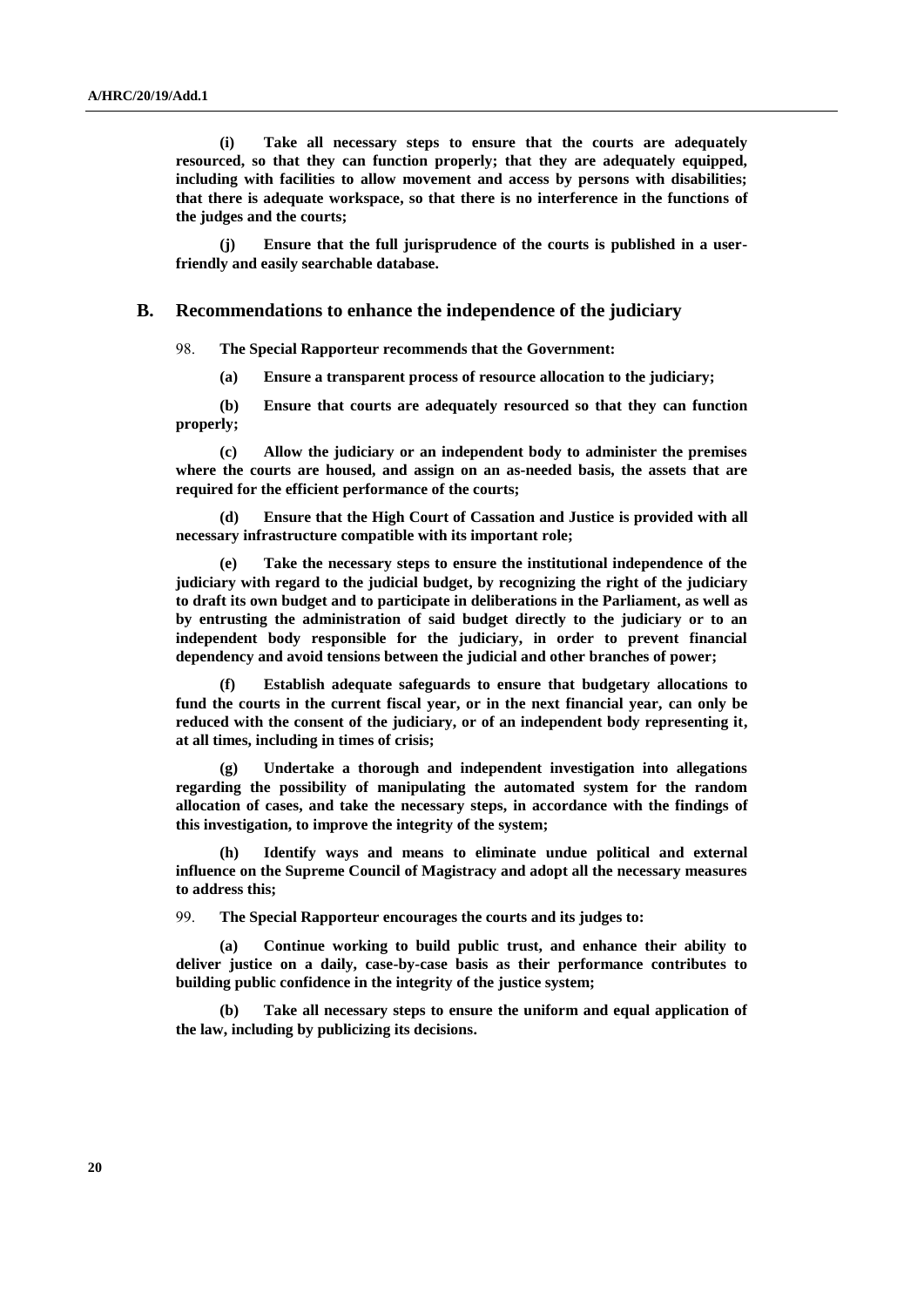**(i) Take all necessary steps to ensure that the courts are adequately resourced, so that they can function properly; that they are adequately equipped, including with facilities to allow movement and access by persons with disabilities; that there is adequate workspace, so that there is no interference in the functions of the judges and the courts;**

**(j) Ensure that the full jurisprudence of the courts is published in a user-friendly and easily searchable database.**

## B. Recommendations to enhance the independence of the judiciary

98. **The Special Rapporteur recommends that the Government:**

**(a) Ensure a transparent process of resource allocation to the judiciary;**

**(b) Ensure that courts are adequately resourced so that they can function properly;**

**(c) Allow the judiciary or an independent body to administer the premises where the courts are housed, and assign on an as-needed basis, the assets that are required for the efficient performance of the courts;**

**(d) Ensure that the High Court of Cassation and Justice is provided with all necessary infrastructure compatible with its important role;**

**(e) Take the necessary steps to ensure the institutional independence of the judiciary with regard to the judicial budget, by recognizing the right of the judiciary to draft its own budget and to participate in deliberations in the Parliament, as well as by entrusting the administration of said budget directly to the judiciary or to an independent body responsible for the judiciary, in order to prevent financial dependency and avoid tensions between the judicial and other branches of power;**

**(f) Establish adequate safeguards to ensure that budgetary allocations to fund the courts in the current fiscal year, or in the next financial year, can only be reduced with the consent of the judiciary, or of an independent body representing it, at all times, including in times of crisis;**

**(g) Undertake a thorough and independent investigation into allegations regarding the possibility of manipulating the automated system for the random allocation of cases, and take the necessary steps, in accordance with the findings of this investigation, to improve the integrity of the system;**

**(h) Identify ways and means to eliminate undue political and external influence on the Supreme Council of Magistracy and adopt all the necessary measures to address this;**

99. **The Special Rapporteur encourages the courts and its judges to:**

**(a) Continue working to build public trust, and enhance their ability to deliver justice on a daily, case-by-case basis as their performance contributes to building public confidence in the integrity of the justice system;**

**(b) Take all necessary steps to ensure the uniform and equal application of the law, including by publicizing its decisions.**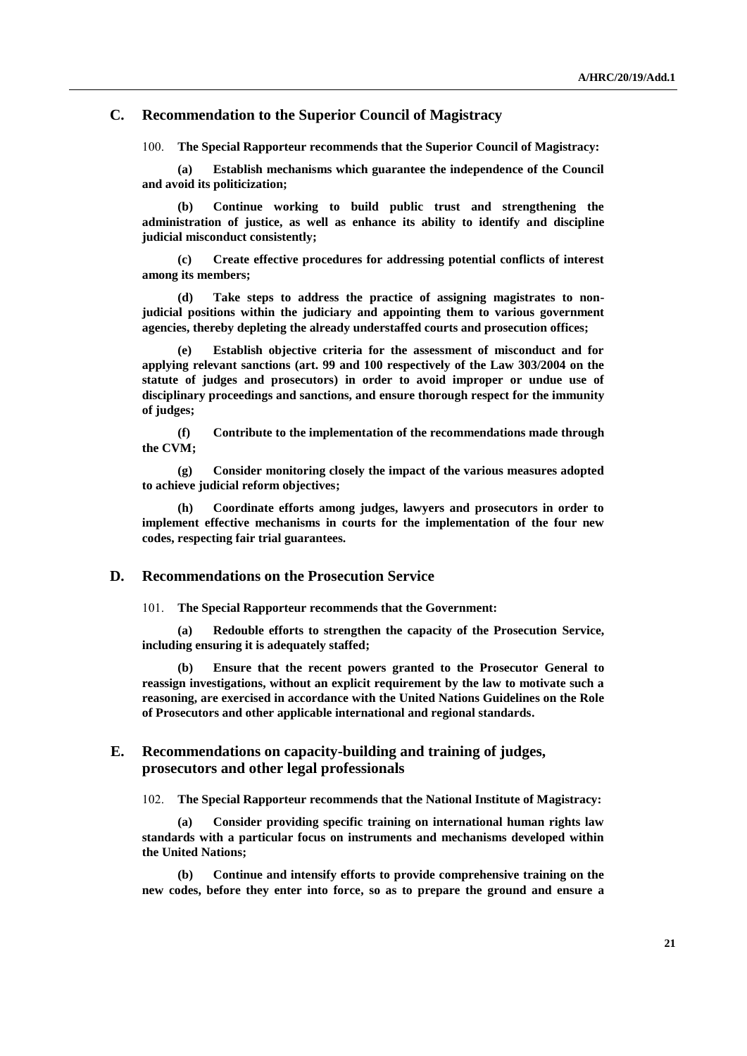## C. Recommendation to the Superior Council of Magistracy

100. **The Special Rapporteur recommends that the Superior Council of Magistracy:**

**(a) Establish mechanisms which guarantee the independence of the Council and avoid its politicization;**

**(b) Continue working to build public trust and strengthening the administration of justice, as well as enhance its ability to identify and discipline judicial misconduct consistently;**

**(c) Create effective procedures for addressing potential conflicts of interest among its members;**

**(d) Take steps to address the practice of assigning magistrates to non-judicial positions within the judiciary and appointing them to various government agencies, thereby depleting the already understaffed courts and prosecution offices;**

**(e) Establish objective criteria for the assessment of misconduct and for applying relevant sanctions (art. 99 and 100 respectively of the Law 303/2004 on the statute of judges and prosecutors) in order to avoid improper or undue use of disciplinary proceedings and sanctions, and ensure thorough respect for the immunity of judges;**

**(f) Contribute to the implementation of the recommendations made through the CVM;**

**(g) Consider monitoring closely the impact of the various measures adopted to achieve judicial reform objectives;**

**(h) Coordinate efforts among judges, lawyers and prosecutors in order to implement effective mechanisms in courts for the implementation of the four new codes, respecting fair trial guarantees.**

## D. Recommendations on the Prosecution Service

101. **The Special Rapporteur recommends that the Government:**

**(a) Redouble efforts to strengthen the capacity of the Prosecution Service, including ensuring it is adequately staffed;**

**(b) Ensure that the recent powers granted to the Prosecutor General to reassign investigations, without an explicit requirement by the law to motivate such a reasoning, are exercised in accordance with the United Nations Guidelines on the Role of Prosecutors and other applicable international and regional standards.**

## E. Recommendations on capacity-building and training of judges, prosecutors and other legal professionals

102. **The Special Rapporteur recommends that the National Institute of Magistracy:**

**(a) Consider providing specific training on international human rights law standards with a particular focus on instruments and mechanisms developed within the United Nations;**

**(b) Continue and intensify efforts to provide comprehensive training on the new codes, before they enter into force, so as to prepare the ground and ensure a**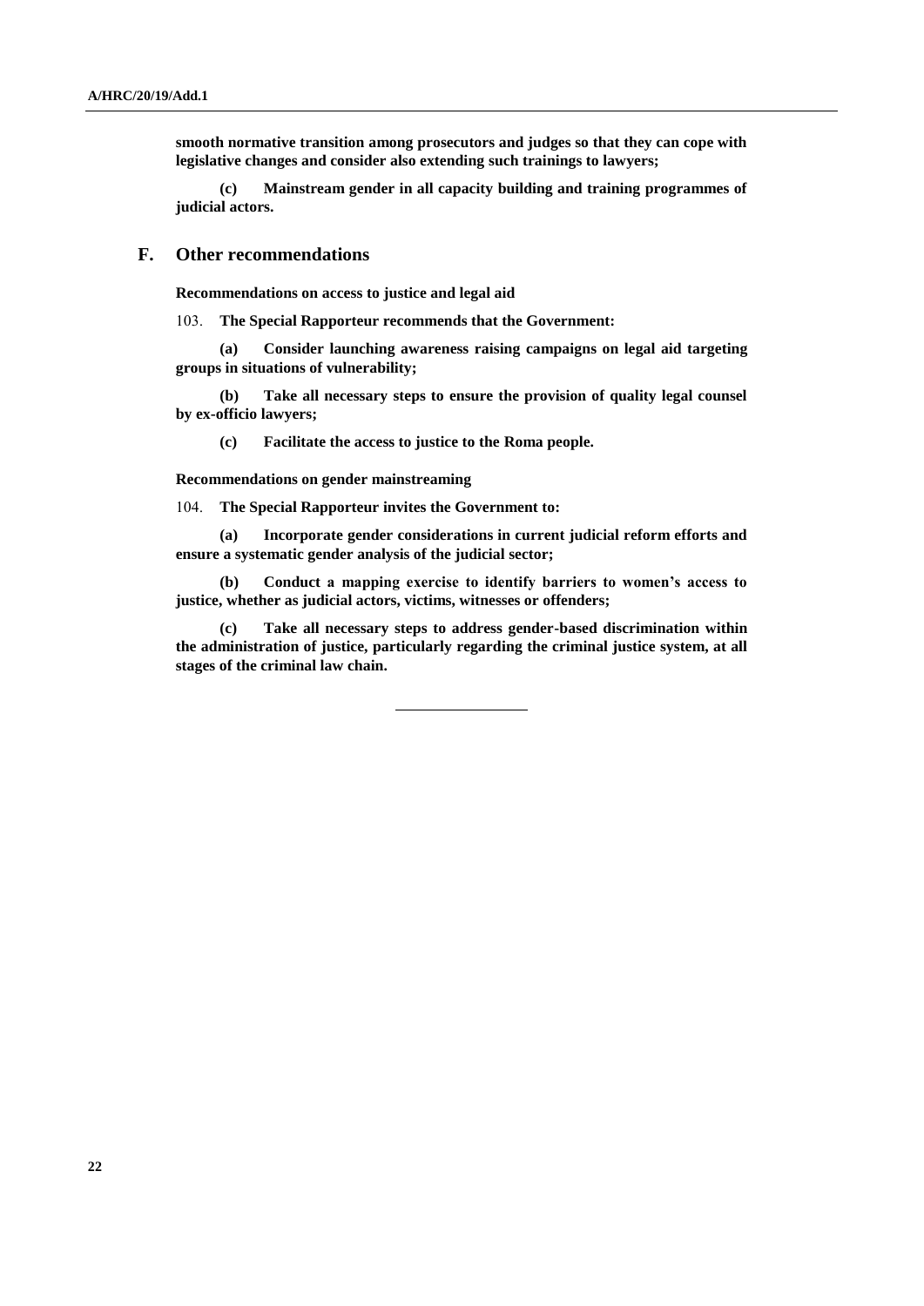**smooth normative transition among prosecutors and judges so that they can cope with legislative changes and consider also extending such trainings to lawyers;**

**(c) Mainstream gender in all capacity building and training programmes of judicial actors.**

## F. Other recommendations

**Recommendations on access to justice and legal aid**

103. **The Special Rapporteur recommends that the Government:**

**(a) Consider launching awareness raising campaigns on legal aid targeting groups in situations of vulnerability;**

**(b) Take all necessary steps to ensure the provision of quality legal counsel by ex-officio lawyers;**

**(c) Facilitate the access to justice to the Roma people.**

**Recommendations on gender mainstreaming**

104. **The Special Rapporteur invites the Government to:**

**(a) Incorporate gender considerations in current judicial reform efforts and ensure a systematic gender analysis of the judicial sector;**

**(b) Conduct a mapping exercise to identify barriers to women's access to justice, whether as judicial actors, victims, witnesses or offenders;**

**(c) Take all necessary steps to address gender-based discrimination within the administration of justice, particularly regarding the criminal justice system, at all stages of the criminal law chain.**